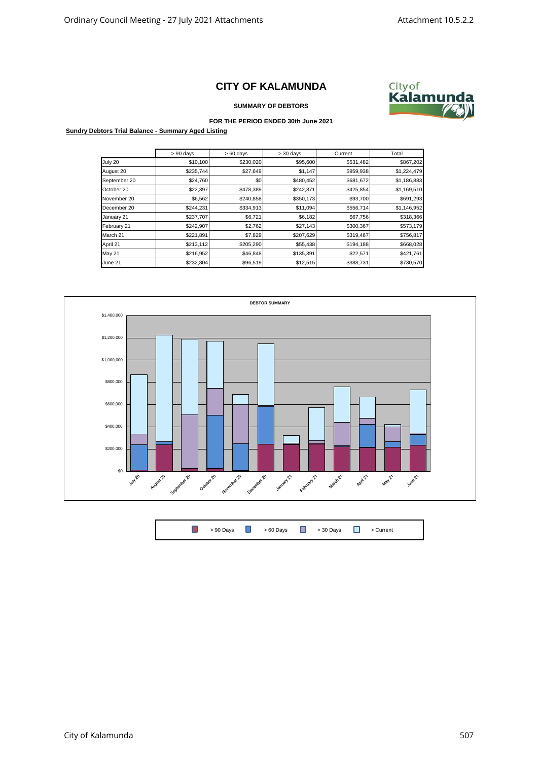# CITY OF KALAMUNDA

**SUMMARY OF DEBTORS**

**FOR THE PERIOD ENDED 30th June 2021**

**Sundry Debtors Trial Balance - Summary Aged Listing**

| | > 90 days | > 60 days | > 30 days | Current | Total |
|---|---|---|---|---|---|
| July 20 | $10,100 | $230,020 | $95,600 | $531,482 | $867,202 |
| August 20 | $235,744 | $27,649 | $1,147 | $959,938 | $1,224,479 |
| September 20 | $24,760 | $0 | $480,452 | $681,672 | $1,186,883 |
| October 20 | $22,397 | $478,389 | $242,871 | $425,854 | $1,169,510 |
| November 20 | $6,562 | $240,858 | $350,173 | $93,700 | $691,293 |
| December 20 | $244,231 | $334,913 | $11,094 | $556,714 | $1,146,952 |
| January 21 | $237,707 | $6,721 | $6,182 | $67,756 | $318,366 |
| February 21 | $242,907 | $2,762 | $27,143 | $300,367 | $573,179 |
| March 21 | $221,891 | $7,829 | $207,629 | $319,467 | $756,817 |
| April 21 | $213,112 | $205,290 | $55,438 | $194,188 | $668,028 |
| May 21 | $216,952 | $46,848 | $135,391 | $22,571 | $421,761 |
| June 21 | $232,804 | $96,519 | $12,515 | $388,731 | $730,570 |

**DEBTOR SUMMARY**

> 90 Days | > 60 Days | > 30 Days | > Current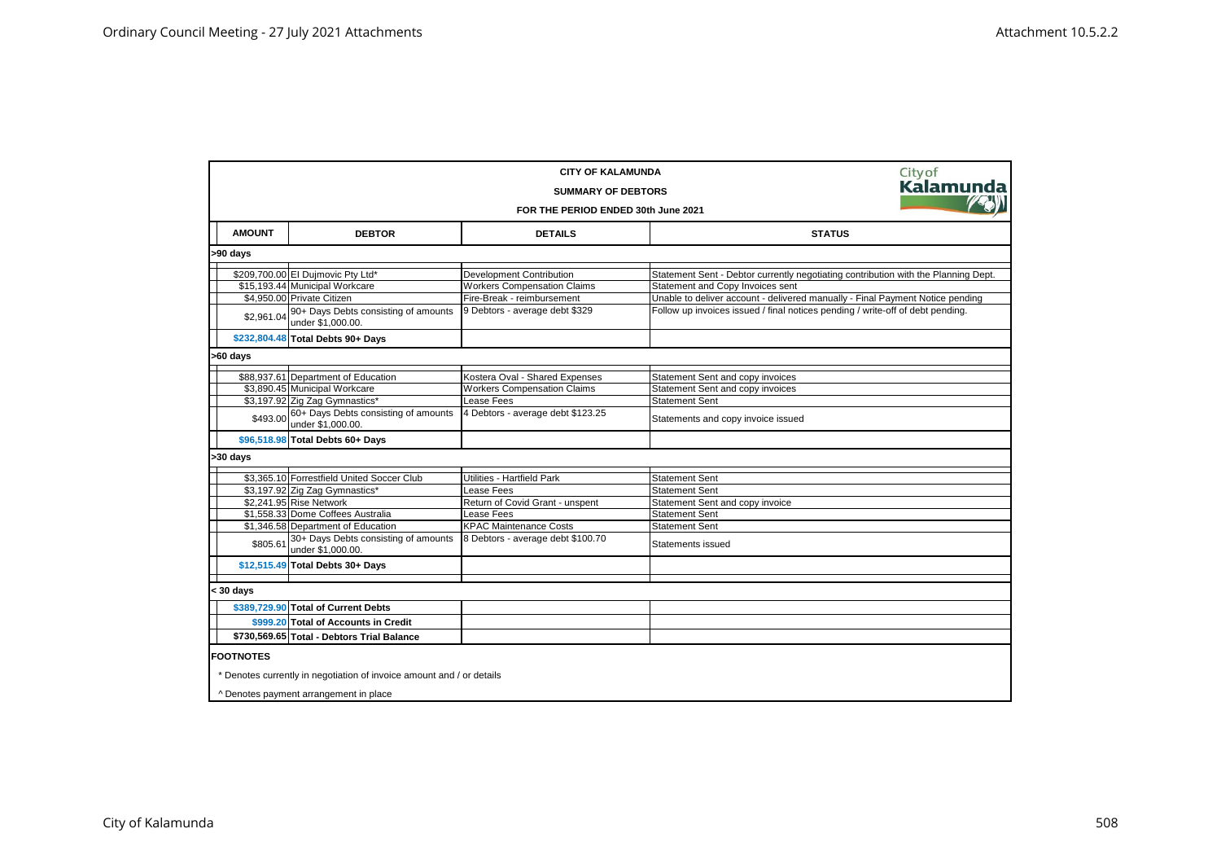**CITY OF KALAMUNDA**

**SUMMARY OF DEBTORS**

**FOR THE PERIOD ENDED 30th June 2021**

| AMOUNT | DEBTOR | DETAILS | STATUS |
|---|---|---|---|
| **>90 days** | | | |
| $209,700.00 | El Dujmovic Pty Ltd* | Development Contribution | Statement Sent - Debtor currently negotiating contribution with the Planning Dept. |
| $15,193.44 | Municipal Workcare | Workers Compensation Claims | Statement and Copy Invoices sent |
| $4,950.00 | Private Citizen | Fire-Break - reimbursement | Unable to deliver account - delivered manually - Final Payment Notice pending |
| $2,961.04 | 90+ Days Debts consisting of amounts under $1,000.00. | 9 Debtors - average debt $329 | Follow up invoices issued / final notices pending / write-off of debt pending. |
| **$232,804.48** | **Total Debts 90+ Days** | | |
| **>60 days** | | | |
| $88,937.61 | Department of Education | Kostera Oval - Shared Expenses | Statement Sent and copy invoices |
| $3,890.45 | Municipal Workcare | Workers Compensation Claims | Statement Sent and copy invoices |
| $3,197.92 | Zig Zag Gymnastics* | Lease Fees | Statement Sent |
| $493.00 | 60+ Days Debts consisting of amounts under $1,000.00. | 4 Debtors - average debt $123.25 | Statements and copy invoice issued |
| **$96,518.98** | **Total Debts 60+ Days** | | |
| **>30 days** | | | |
| $3,365.10 | Forrestfield United Soccer Club | Utilities - Hartfield Park | Statement Sent |
| $3,197.92 | Zig Zag Gymnastics* | Lease Fees | Statement Sent |
| $2,241.95 | Rise Network | Return of Covid Grant - unspent | Statement Sent and copy invoice |
| $1,558.33 | Dome Coffees Australia | Lease Fees | Statement Sent |
| $1,346.58 | Department of Education | KPAC Maintenance Costs | Statement Sent |
| $805.61 | 30+ Days Debts consisting of amounts under $1,000.00. | 8 Debtors - average debt $100.70 | Statements issued |
| **$12,515.49** | **Total Debts 30+ Days** | | |
| **< 30 days** | | | |
| **$389,729.90** | **Total of Current Debts** | | |
| **$999.20** | **Total of Accounts in Credit** | | |
| **$730,569.65** | **Total - Debtors Trial Balance** | | |

**FOOTNOTES**

* Denotes currently in negotiation of invoice amount and / or details

^ Denotes payment arrangement in place